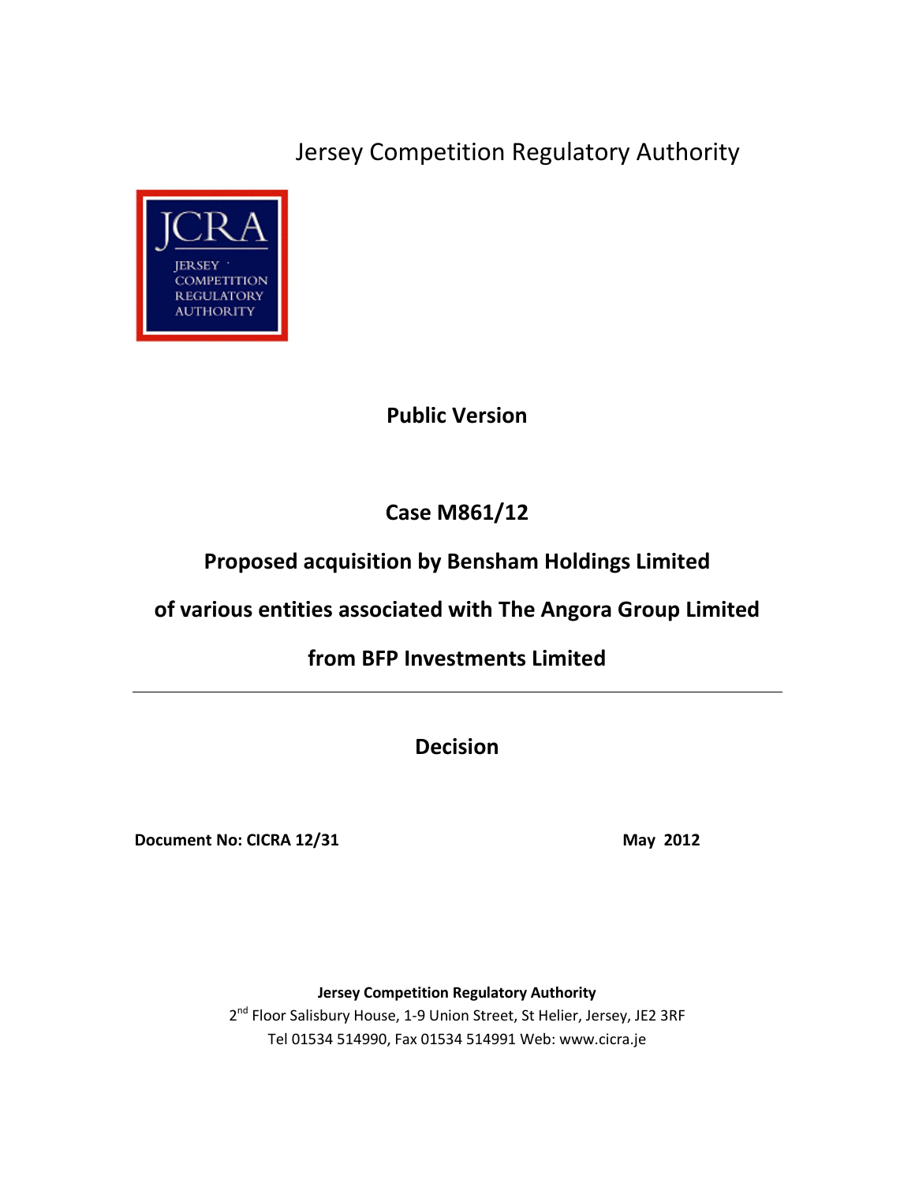# Jersey Competition Regulatory Authority

JCRA
JERSEY COMPETITION REGULATORY AUTHORITY

**Public Version**

**Case M861/12**

**Proposed acquisition by Bensham Holdings Limited**

**of various entities associated with The Angora Group Limited**

**from BFP Investments Limited**

---

**Decision**

**Document No: CICRA 12/31** **May 2012**

**Jersey Competition Regulatory Authority**
2nd Floor Salisbury House, 1-9 Union Street, St Helier, Jersey, JE2 3RF
Tel 01534 514990, Fax 01534 514991 Web: www.cicra.je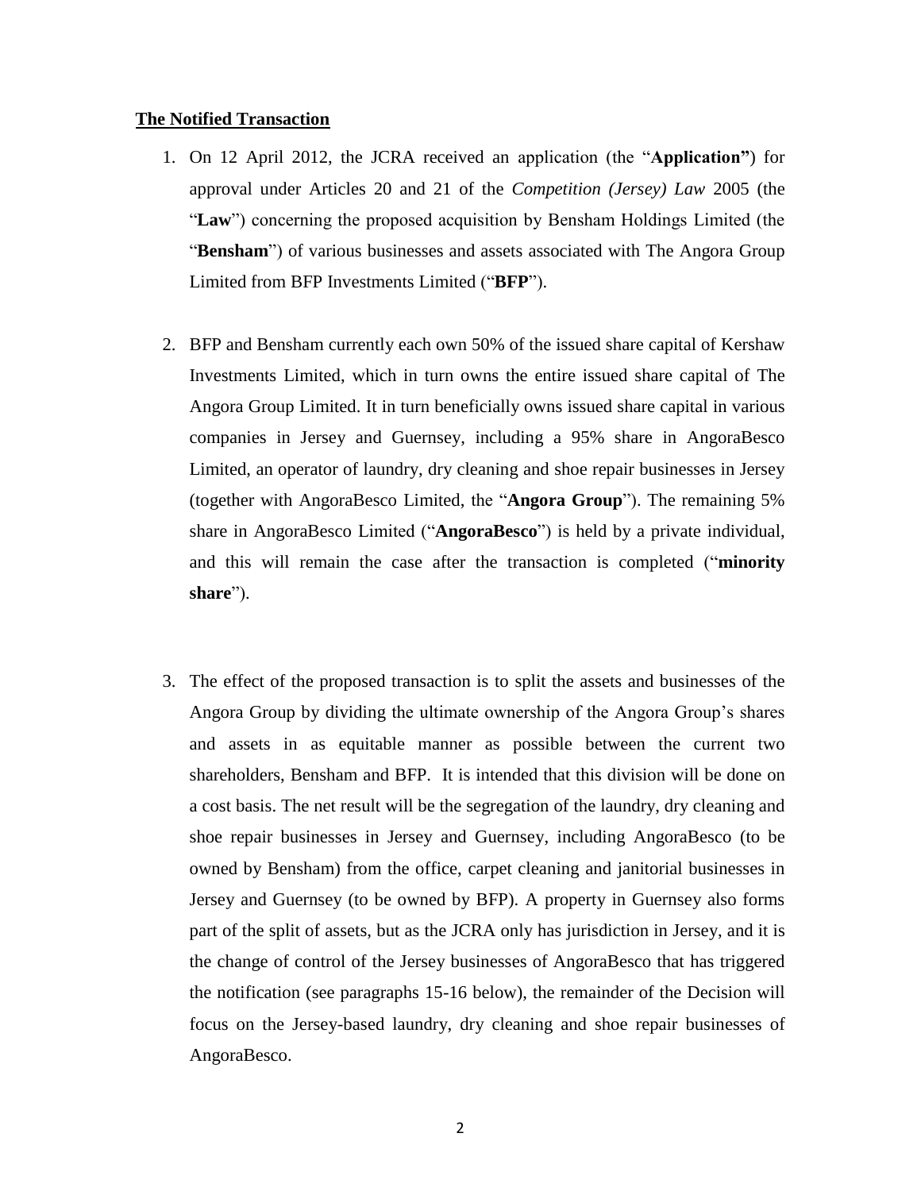**The Notified Transaction**

1. On 12 April 2012, the JCRA received an application (the "**Application"**) for approval under Articles 20 and 21 of the *Competition (Jersey) Law* 2005 (the "**Law**") concerning the proposed acquisition by Bensham Holdings Limited (the "**Bensham**") of various businesses and assets associated with The Angora Group Limited from BFP Investments Limited ("**BFP**").

2. BFP and Bensham currently each own 50% of the issued share capital of Kershaw Investments Limited, which in turn owns the entire issued share capital of The Angora Group Limited. It in turn beneficially owns issued share capital in various companies in Jersey and Guernsey, including a 95% share in AngoraBesco Limited, an operator of laundry, dry cleaning and shoe repair businesses in Jersey (together with AngoraBesco Limited, the "**Angora Group**"). The remaining 5% share in AngoraBesco Limited ("**AngoraBesco**") is held by a private individual, and this will remain the case after the transaction is completed ("**minority share**").

3. The effect of the proposed transaction is to split the assets and businesses of the Angora Group by dividing the ultimate ownership of the Angora Group's shares and assets in as equitable manner as possible between the current two shareholders, Bensham and BFP. It is intended that this division will be done on a cost basis. The net result will be the segregation of the laundry, dry cleaning and shoe repair businesses in Jersey and Guernsey, including AngoraBesco (to be owned by Bensham) from the office, carpet cleaning and janitorial businesses in Jersey and Guernsey (to be owned by BFP). A property in Guernsey also forms part of the split of assets, but as the JCRA only has jurisdiction in Jersey, and it is the change of control of the Jersey businesses of AngoraBesco that has triggered the notification (see paragraphs 15-16 below), the remainder of the Decision will focus on the Jersey-based laundry, dry cleaning and shoe repair businesses of AngoraBesco.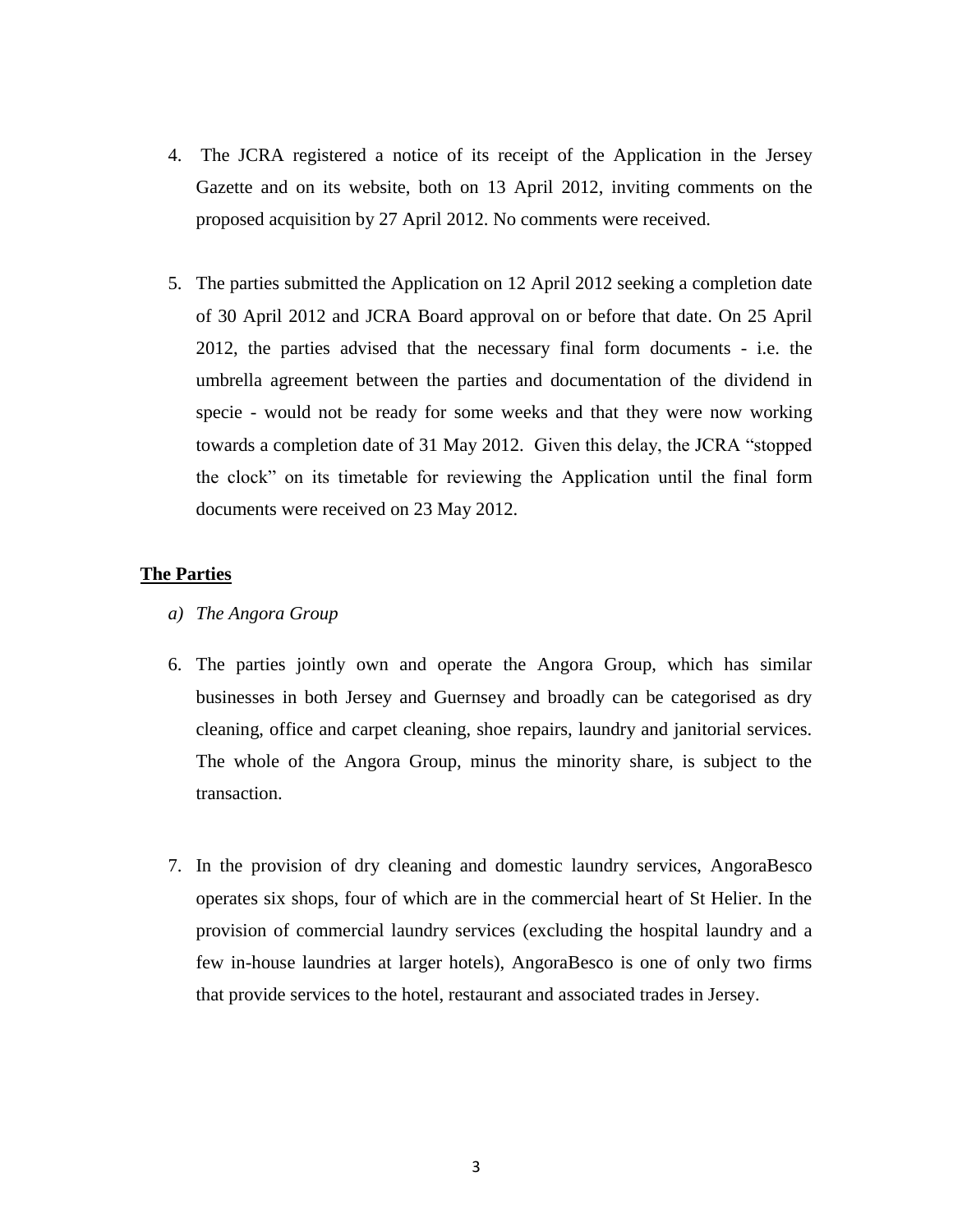4. The JCRA registered a notice of its receipt of the Application in the Jersey Gazette and on its website, both on 13 April 2012, inviting comments on the proposed acquisition by 27 April 2012. No comments were received.

5. The parties submitted the Application on 12 April 2012 seeking a completion date of 30 April 2012 and JCRA Board approval on or before that date. On 25 April 2012, the parties advised that the necessary final form documents - i.e. the umbrella agreement between the parties and documentation of the dividend in specie - would not be ready for some weeks and that they were now working towards a completion date of 31 May 2012. Given this delay, the JCRA "stopped the clock" on its timetable for reviewing the Application until the final form documents were received on 23 May 2012.

## The Parties

*a) The Angora Group*

6. The parties jointly own and operate the Angora Group, which has similar businesses in both Jersey and Guernsey and broadly can be categorised as dry cleaning, office and carpet cleaning, shoe repairs, laundry and janitorial services. The whole of the Angora Group, minus the minority share, is subject to the transaction.

7. In the provision of dry cleaning and domestic laundry services, AngoraBesco operates six shops, four of which are in the commercial heart of St Helier. In the provision of commercial laundry services (excluding the hospital laundry and a few in-house laundries at larger hotels), AngoraBesco is one of only two firms that provide services to the hotel, restaurant and associated trades in Jersey.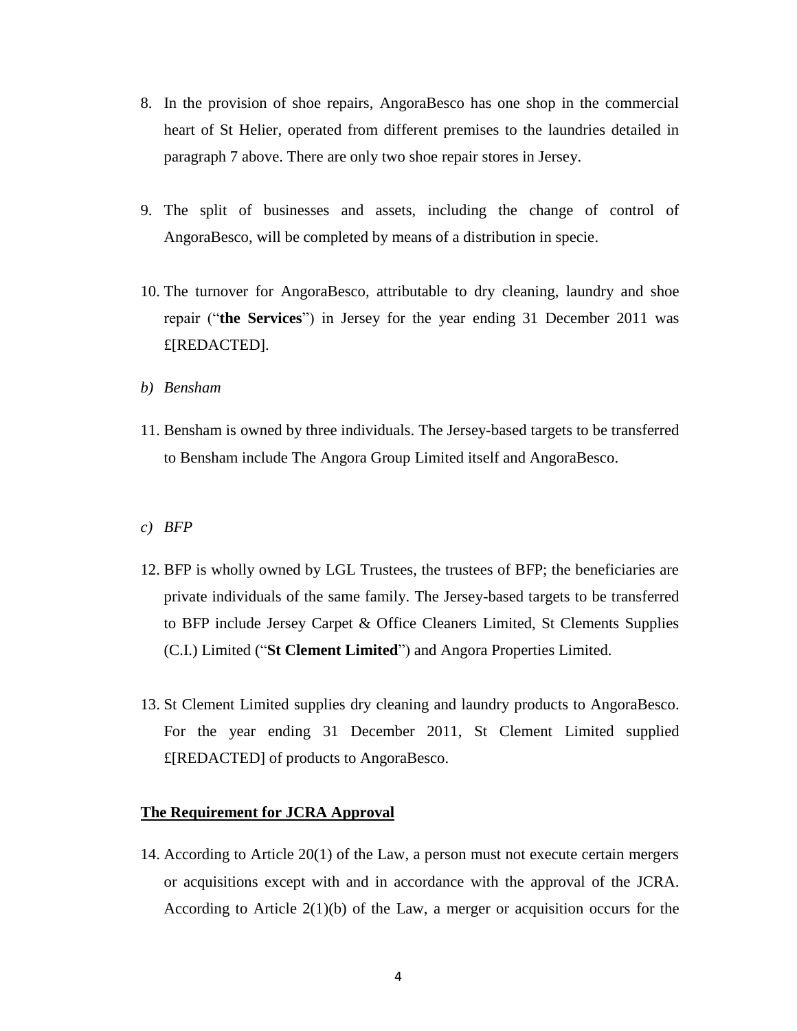8. In the provision of shoe repairs, AngoraBesco has one shop in the commercial heart of St Helier, operated from different premises to the laundries detailed in paragraph 7 above. There are only two shoe repair stores in Jersey.

9. The split of businesses and assets, including the change of control of AngoraBesco, will be completed by means of a distribution in specie.

10. The turnover for AngoraBesco, attributable to dry cleaning, laundry and shoe repair ("**the Services**") in Jersey for the year ending 31 December 2011 was £[REDACTED].

*b) Bensham*

11. Bensham is owned by three individuals. The Jersey-based targets to be transferred to Bensham include The Angora Group Limited itself and AngoraBesco.

*c) BFP*

12. BFP is wholly owned by LGL Trustees, the trustees of BFP; the beneficiaries are private individuals of the same family. The Jersey-based targets to be transferred to BFP include Jersey Carpet & Office Cleaners Limited, St Clements Supplies (C.I.) Limited ("**St Clement Limited**") and Angora Properties Limited.

13. St Clement Limited supplies dry cleaning and laundry products to AngoraBesco. For the year ending 31 December 2011, St Clement Limited supplied £[REDACTED] of products to AngoraBesco.

## The Requirement for JCRA Approval

14. According to Article 20(1) of the Law, a person must not execute certain mergers or acquisitions except with and in accordance with the approval of the JCRA. According to Article 2(1)(b) of the Law, a merger or acquisition occurs for the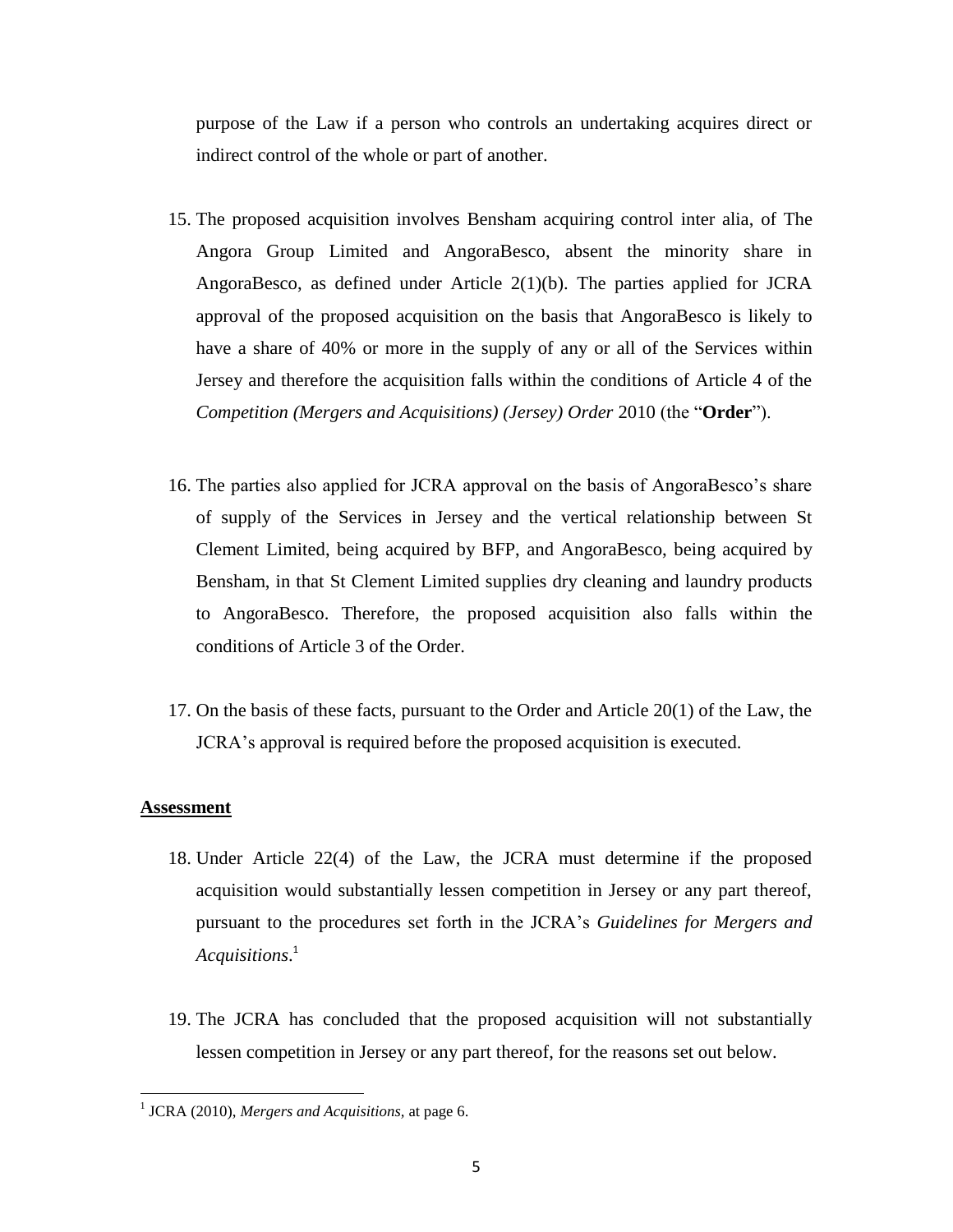purpose of the Law if a person who controls an undertaking acquires direct or indirect control of the whole or part of another.

15. The proposed acquisition involves Bensham acquiring control inter alia, of The Angora Group Limited and AngoraBesco, absent the minority share in AngoraBesco, as defined under Article 2(1)(b). The parties applied for JCRA approval of the proposed acquisition on the basis that AngoraBesco is likely to have a share of 40% or more in the supply of any or all of the Services within Jersey and therefore the acquisition falls within the conditions of Article 4 of the *Competition (Mergers and Acquisitions) (Jersey) Order* 2010 (the "**Order**").

16. The parties also applied for JCRA approval on the basis of AngoraBesco's share of supply of the Services in Jersey and the vertical relationship between St Clement Limited, being acquired by BFP, and AngoraBesco, being acquired by Bensham, in that St Clement Limited supplies dry cleaning and laundry products to AngoraBesco. Therefore, the proposed acquisition also falls within the conditions of Article 3 of the Order.

17. On the basis of these facts, pursuant to the Order and Article 20(1) of the Law, the JCRA's approval is required before the proposed acquisition is executed.

**Assessment**

18. Under Article 22(4) of the Law, the JCRA must determine if the proposed acquisition would substantially lessen competition in Jersey or any part thereof, pursuant to the procedures set forth in the JCRA's *Guidelines for Mergers and Acquisitions*.[1]

19. The JCRA has concluded that the proposed acquisition will not substantially lessen competition in Jersey or any part thereof, for the reasons set out below.

---

[1] JCRA (2010), *Mergers and Acquisitions*, at page 6.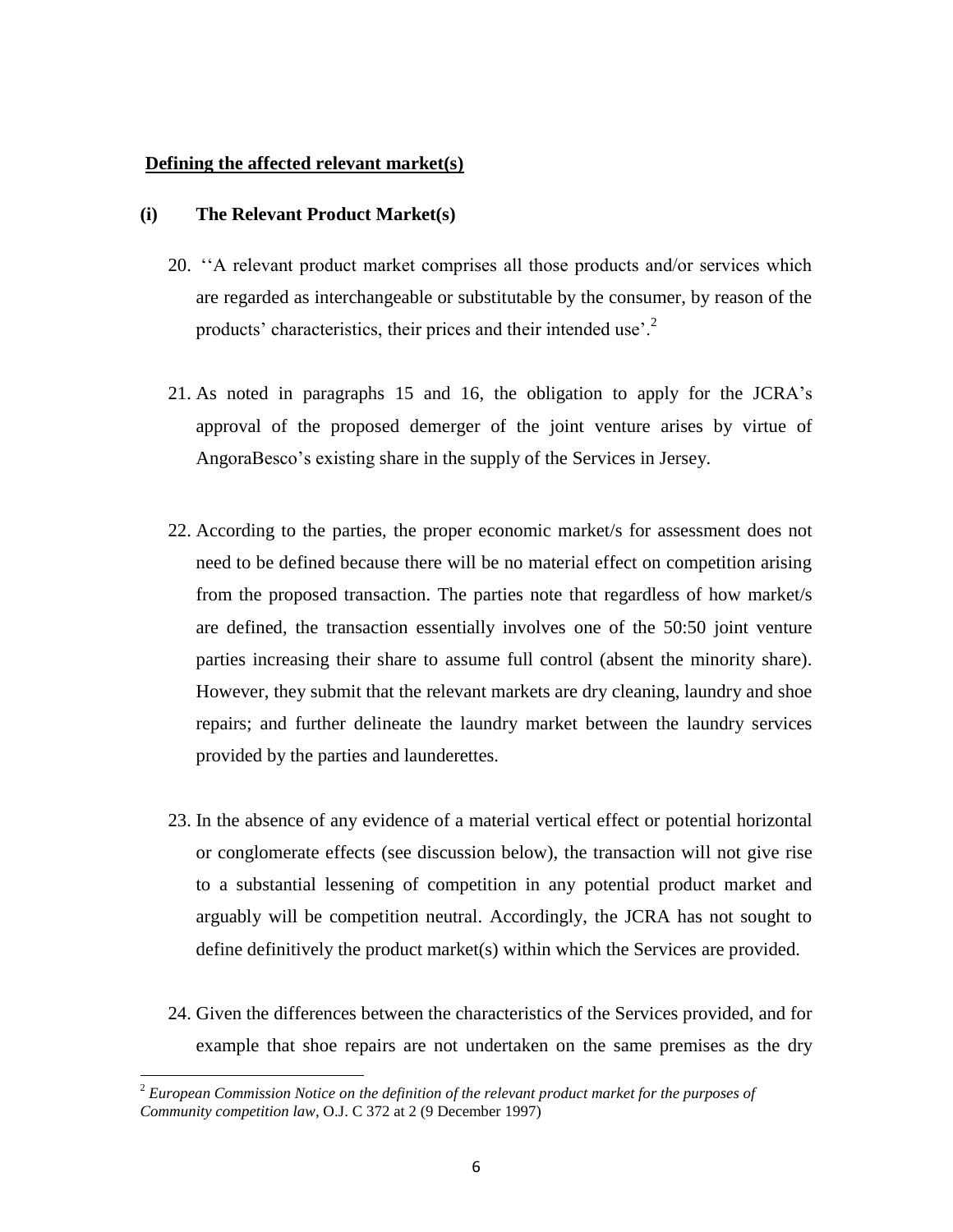**Defining the affected relevant market(s)**

**(i) The Relevant Product Market(s)**

20. ''A relevant product market comprises all those products and/or services which are regarded as interchangeable or substitutable by the consumer, by reason of the products' characteristics, their prices and their intended use'.[2]

21. As noted in paragraphs 15 and 16, the obligation to apply for the JCRA's approval of the proposed demerger of the joint venture arises by virtue of AngoraBesco's existing share in the supply of the Services in Jersey.

22. According to the parties, the proper economic market/s for assessment does not need to be defined because there will be no material effect on competition arising from the proposed transaction. The parties note that regardless of how market/s are defined, the transaction essentially involves one of the 50:50 joint venture parties increasing their share to assume full control (absent the minority share). However, they submit that the relevant markets are dry cleaning, laundry and shoe repairs; and further delineate the laundry market between the laundry services provided by the parties and launderettes.

23. In the absence of any evidence of a material vertical effect or potential horizontal or conglomerate effects (see discussion below), the transaction will not give rise to a substantial lessening of competition in any potential product market and arguably will be competition neutral. Accordingly, the JCRA has not sought to define definitively the product market(s) within which the Services are provided.

24. Given the differences between the characteristics of the Services provided, and for example that shoe repairs are not undertaken on the same premises as the dry

---

[2] *European Commission Notice on the definition of the relevant product market for the purposes of Community competition law*, O.J. C 372 at 2 (9 December 1997)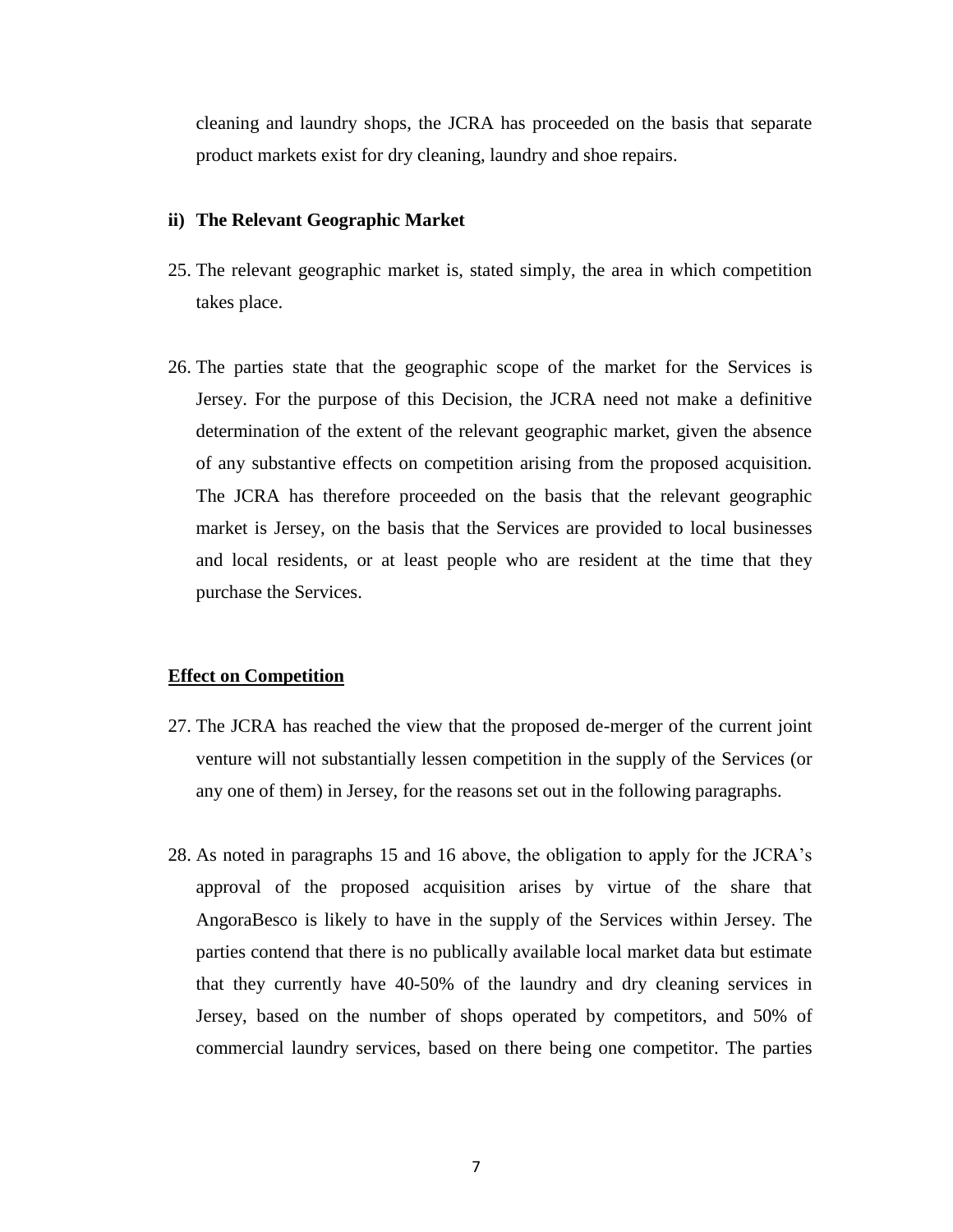cleaning and laundry shops, the JCRA has proceeded on the basis that separate product markets exist for dry cleaning, laundry and shoe repairs.

#### ii) The Relevant Geographic Market

25. The relevant geographic market is, stated simply, the area in which competition takes place.

26. The parties state that the geographic scope of the market for the Services is Jersey. For the purpose of this Decision, the JCRA need not make a definitive determination of the extent of the relevant geographic market, given the absence of any substantive effects on competition arising from the proposed acquisition. The JCRA has therefore proceeded on the basis that the relevant geographic market is Jersey, on the basis that the Services are provided to local businesses and local residents, or at least people who are resident at the time that they purchase the Services.

## <u>Effect on Competition</u>

27. The JCRA has reached the view that the proposed de-merger of the current joint venture will not substantially lessen competition in the supply of the Services (or any one of them) in Jersey, for the reasons set out in the following paragraphs.

28. As noted in paragraphs 15 and 16 above, the obligation to apply for the JCRA's approval of the proposed acquisition arises by virtue of the share that AngoraBesco is likely to have in the supply of the Services within Jersey. The parties contend that there is no publically available local market data but estimate that they currently have 40-50% of the laundry and dry cleaning services in Jersey, based on the number of shops operated by competitors, and 50% of commercial laundry services, based on there being one competitor. The parties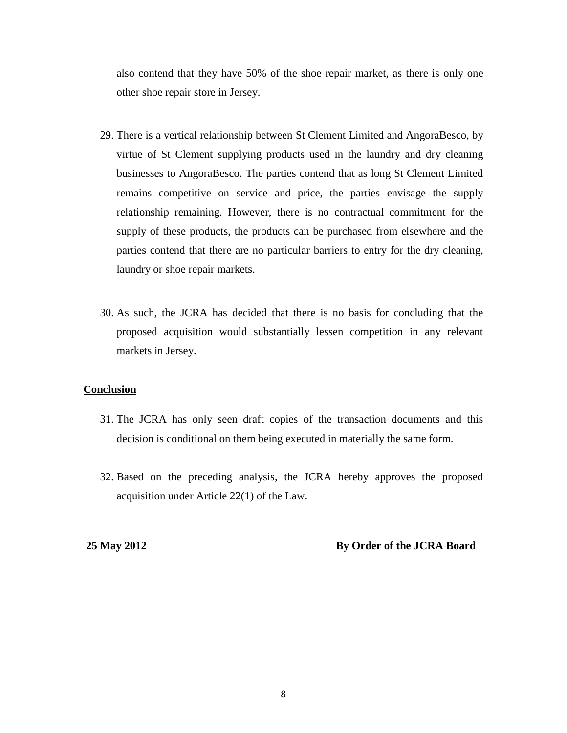also contend that they have 50% of the shoe repair market, as there is only one other shoe repair store in Jersey.

29. There is a vertical relationship between St Clement Limited and AngoraBesco, by virtue of St Clement supplying products used in the laundry and dry cleaning businesses to AngoraBesco. The parties contend that as long St Clement Limited remains competitive on service and price, the parties envisage the supply relationship remaining. However, there is no contractual commitment for the supply of these products, the products can be purchased from elsewhere and the parties contend that there are no particular barriers to entry for the dry cleaning, laundry or shoe repair markets.

30. As such, the JCRA has decided that there is no basis for concluding that the proposed acquisition would substantially lessen competition in any relevant markets in Jersey.

## Conclusion

31. The JCRA has only seen draft copies of the transaction documents and this decision is conditional on them being executed in materially the same form.

32. Based on the preceding analysis, the JCRA hereby approves the proposed acquisition under Article 22(1) of the Law.

**25 May 2012** **By Order of the JCRA Board**